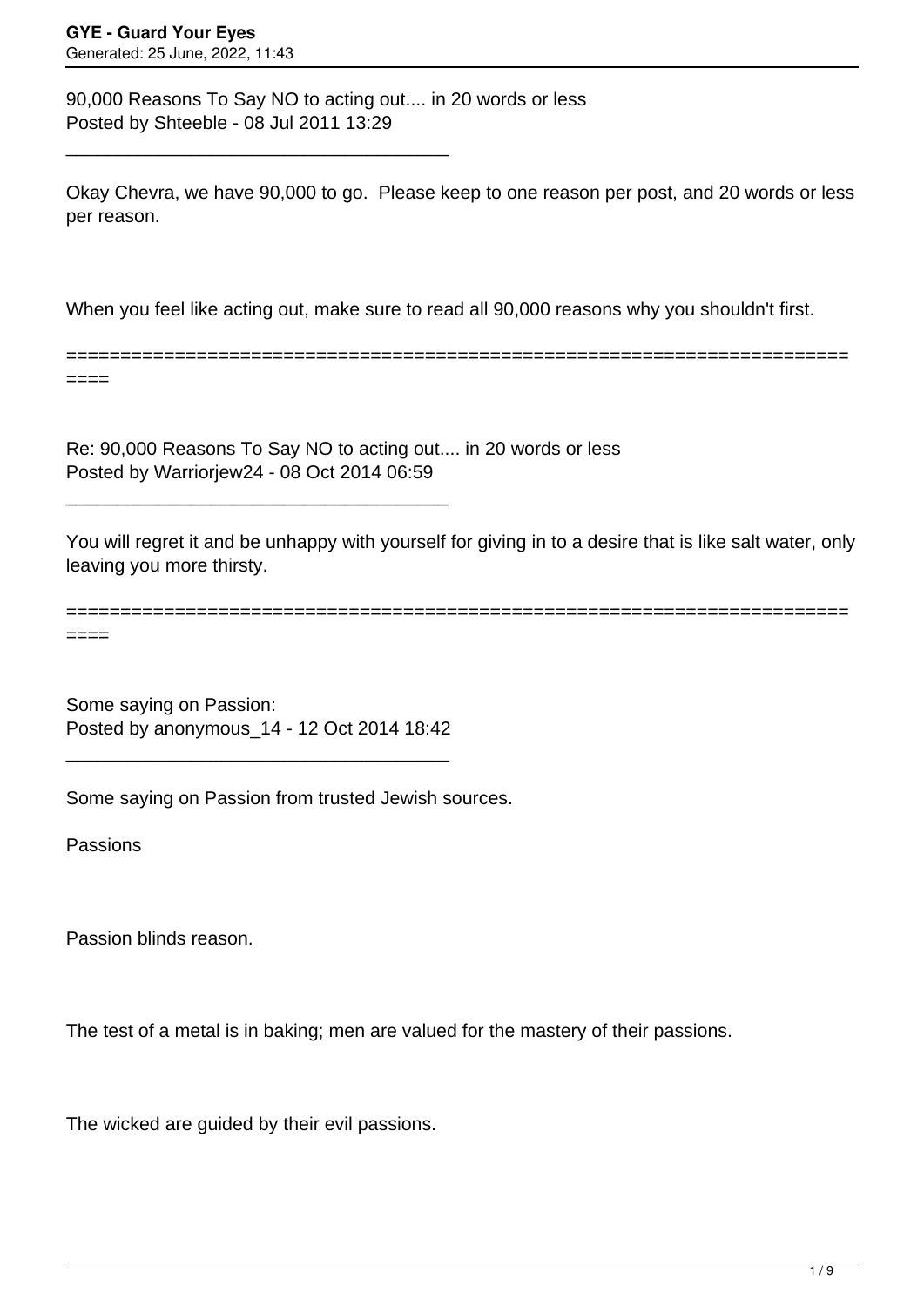90,000 Reasons To Say NO to acting out.... in 20 words or less
Posted by Shteeble - 08 Jul 2011 13:29

---

Okay Chevra, we have 90,000 to go. Please keep to one reason per post, and 20 words or less per reason.

When you feel like acting out, make sure to read all 90,000 reasons why you shouldn't first.

---

Re: 90,000 Reasons To Say NO to acting out.... in 20 words or less
Posted by Warriorjew24 - 08 Oct 2014 06:59

---

You will regret it and be unhappy with yourself for giving in to a desire that is like salt water, only leaving you more thirsty.

---

Some saying on Passion:
Posted by anonymous_14 - 12 Oct 2014 18:42

---

Some saying on Passion from trusted Jewish sources.

Passions

Passion blinds reason.

The test of a metal is in baking; men are valued for the mastery of their passions.

The wicked are guided by their evil passions.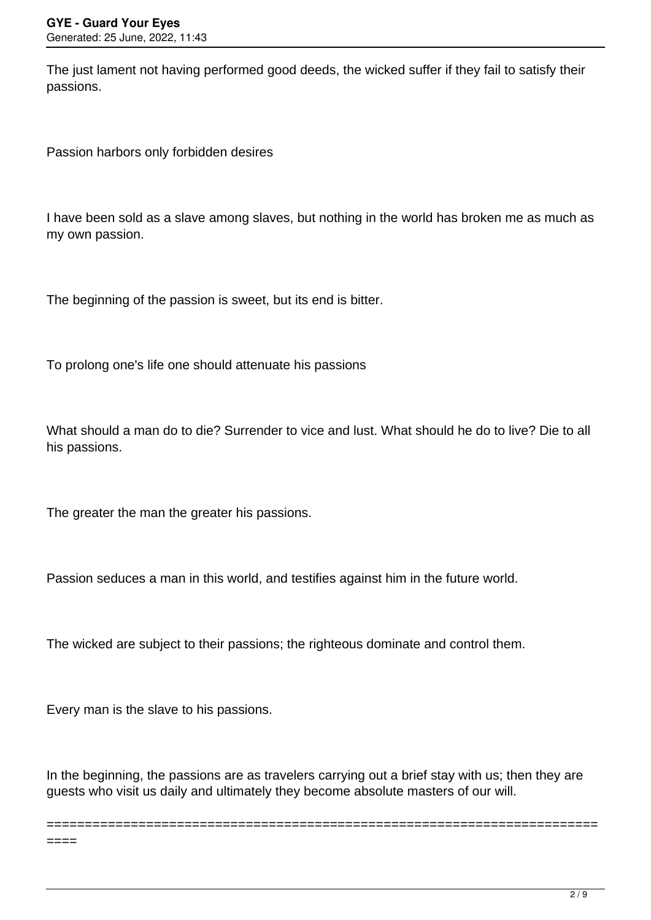The just lament not having performed good deeds, the wicked suffer if they fail to satisfy their passions.

Passion harbors only forbidden desires

I have been sold as a slave among slaves, but nothing in the world has broken me as much as my own passion.

The beginning of the passion is sweet, but its end is bitter.

To prolong one's life one should attenuate his passions

What should a man do to die? Surrender to vice and lust. What should he do to live? Die to all his passions.

The greater the man the greater his passions.

Passion seduces a man in this world, and testifies against him in the future world.

The wicked are subject to their passions; the righteous dominate and control them.

Every man is the slave to his passions.

In the beginning, the passions are as travelers carrying out a brief stay with us; then they are guests who visit us daily and ultimately they become absolute masters of our will.

============================================================================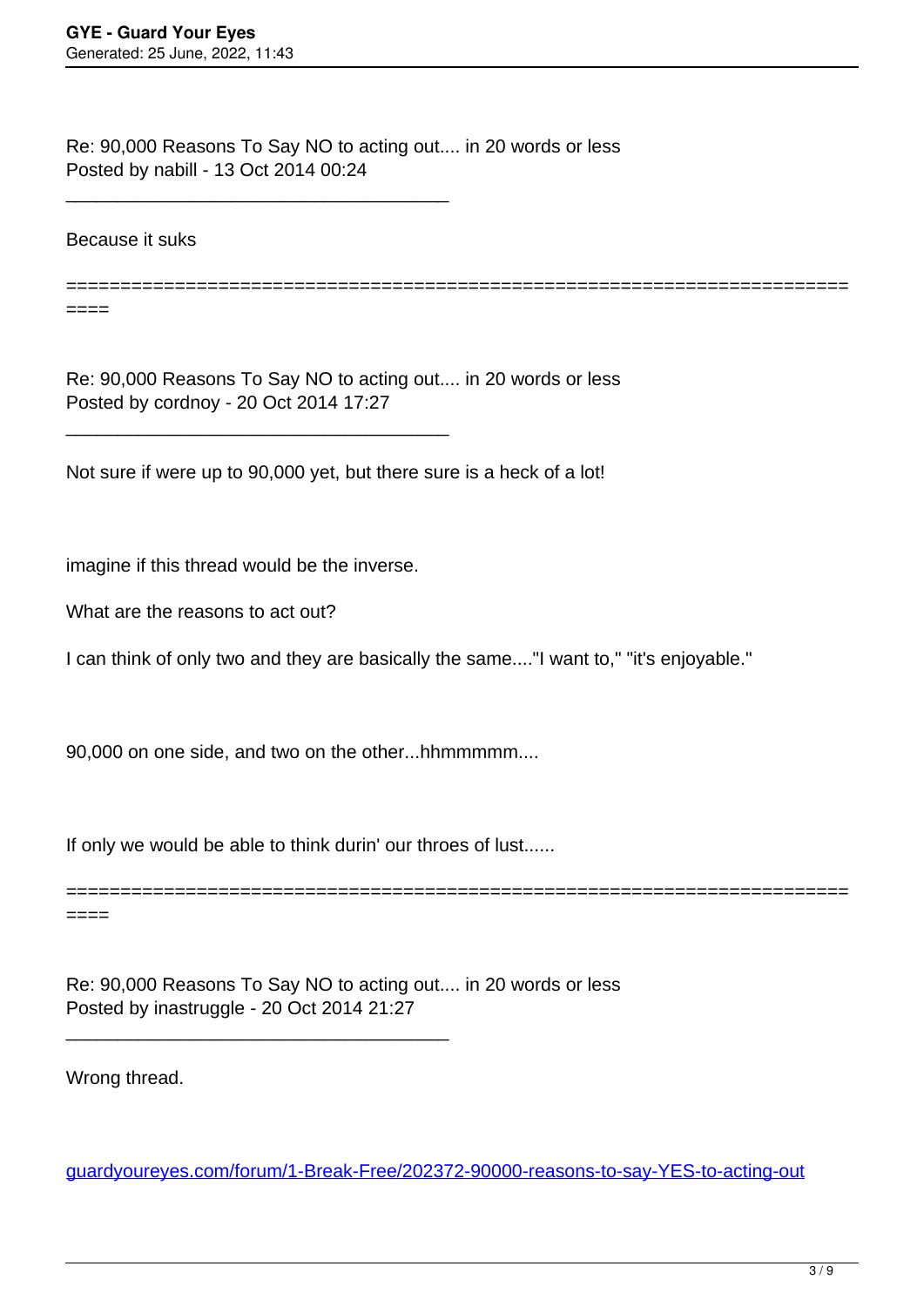Re: 90,000 Reasons To Say NO to acting out.... in 20 words or less
Posted by nabill - 13 Oct 2014 00:24

---

Because it suks

============================================================================

Re: 90,000 Reasons To Say NO to acting out.... in 20 words or less
Posted by cordnoy - 20 Oct 2014 17:27

---

Not sure if were up to 90,000 yet, but there sure is a heck of a lot!

imagine if this thread would be the inverse.

What are the reasons to act out?

I can think of only two and they are basically the same...."I want to," "it's enjoyable."

90,000 on one side, and two on the other...hhmmmmm....

If only we would be able to think durin' our throes of lust......

============================================================================

Re: 90,000 Reasons To Say NO to acting out.... in 20 words or less
Posted by inastruggle - 20 Oct 2014 21:27

---

Wrong thread.

[guardyoureyes.com/forum/1-Break-Free/202372-90000-reasons-to-say-YES-to-acting-out](guardyoureyes.com/forum/1-Break-Free/202372-90000-reasons-to-say-YES-to-acting-out)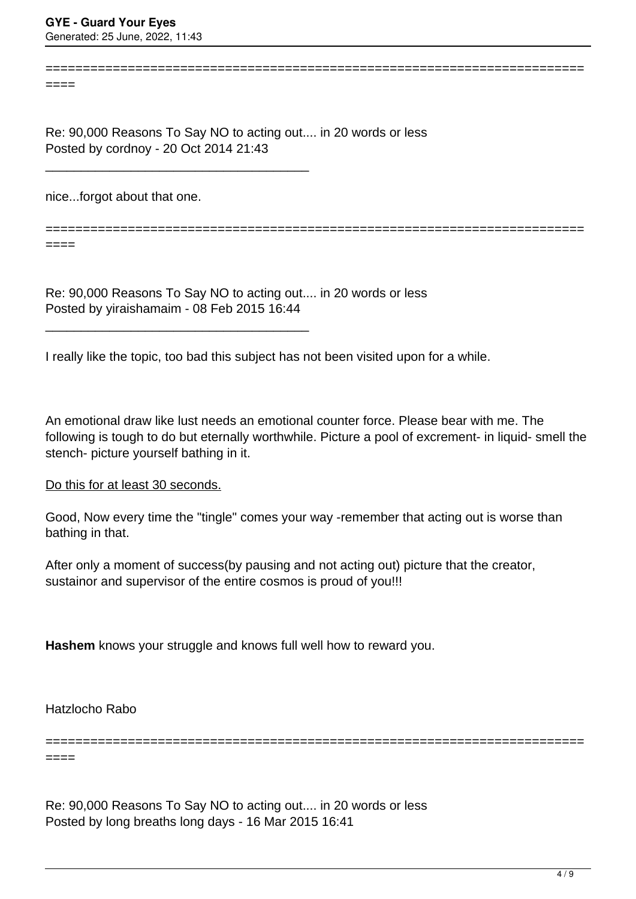===========================================================================

Re: 90,000 Reasons To Say NO to acting out.... in 20 words or less
Posted by cordnoy - 20 Oct 2014 21:43

_____________________________________

nice...forgot about that one.

===========================================================================

Re: 90,000 Reasons To Say NO to acting out.... in 20 words or less
Posted by yiraishamaim - 08 Feb 2015 16:44

_____________________________________

I really like the topic, too bad this subject has not been visited upon for a while.

An emotional draw like lust needs an emotional counter force. Please bear with me. The following is tough to do but eternally worthwhile. Picture a pool of excrement- in liquid- smell the stench- picture yourself bathing in it.

<u>Do this for at least 30 seconds.</u>

Good, Now every time the "tingle" comes your way -remember that acting out is worse than bathing in that.

After only a moment of success(by pausing and not acting out) picture that the creator, sustainor and supervisor of the entire cosmos is proud of you!!!

**Hashem** knows your struggle and knows full well how to reward you.

Hatzlocho Rabo

===========================================================================

Re: 90,000 Reasons To Say NO to acting out.... in 20 words or less
Posted by long breaths long days - 16 Mar 2015 16:41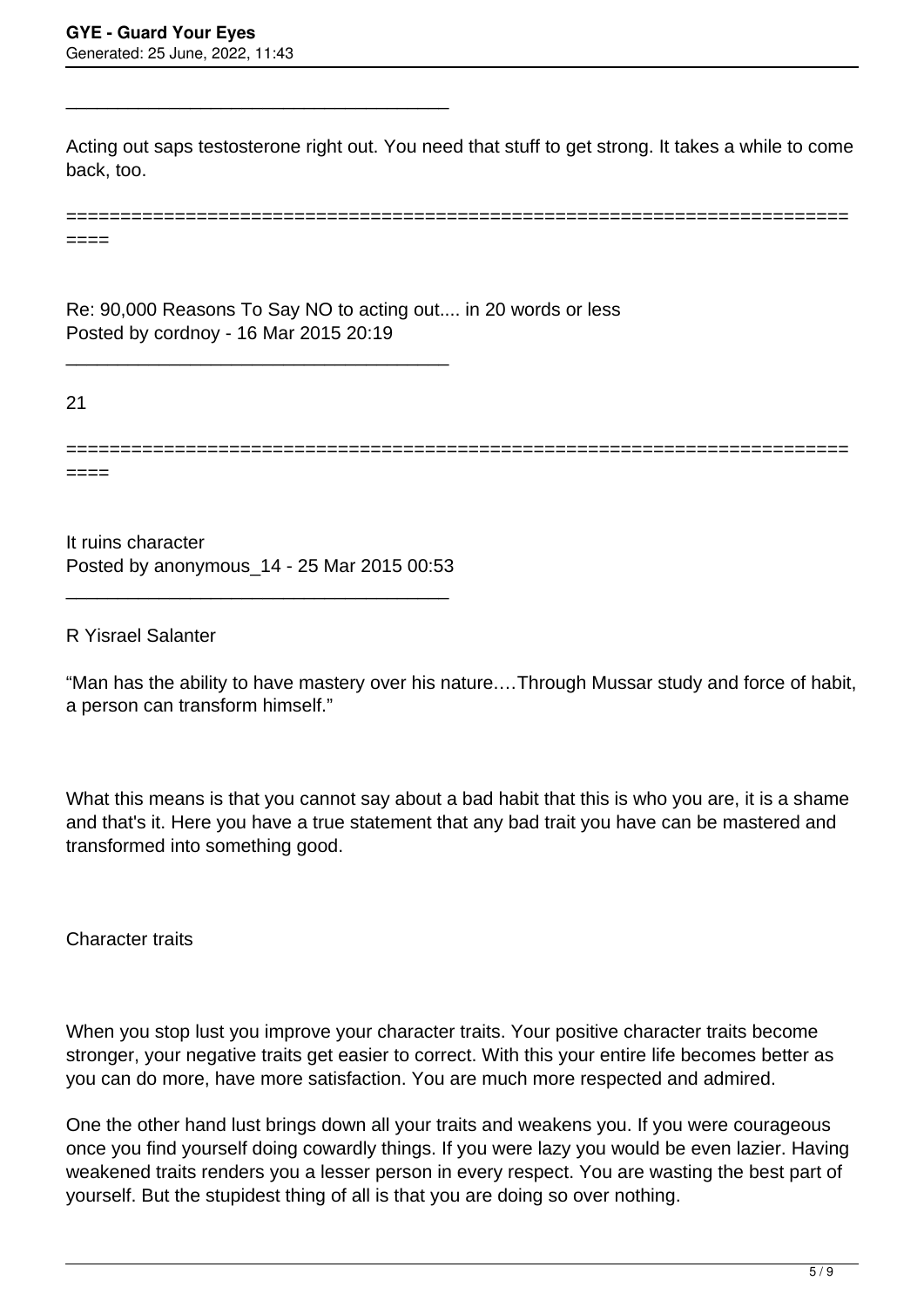---

Acting out saps testosterone right out. You need that stuff to get strong. It takes a while to come back, too.

==========================================================================

Re: 90,000 Reasons To Say NO to acting out.... in 20 words or less
Posted by cordnoy - 16 Mar 2015 20:19

---

21

==========================================================================

It ruins character
Posted by anonymous_14 - 25 Mar 2015 00:53

---

R Yisrael Salanter

“Man has the ability to have mastery over his nature….Through Mussar study and force of habit, a person can transform himself.”

What this means is that you cannot say about a bad habit that this is who you are, it is a shame and that's it. Here you have a true statement that any bad trait you have can be mastered and transformed into something good.

Character traits

When you stop lust you improve your character traits. Your positive character traits become stronger, your negative traits get easier to correct. With this your entire life becomes better as you can do more, have more satisfaction. You are much more respected and admired.

One the other hand lust brings down all your traits and weakens you. If you were courageous once you find yourself doing cowardly things. If you were lazy you would be even lazier. Having weakened traits renders you a lesser person in every respect. You are wasting the best part of yourself. But the stupidest thing of all is that you are doing so over nothing.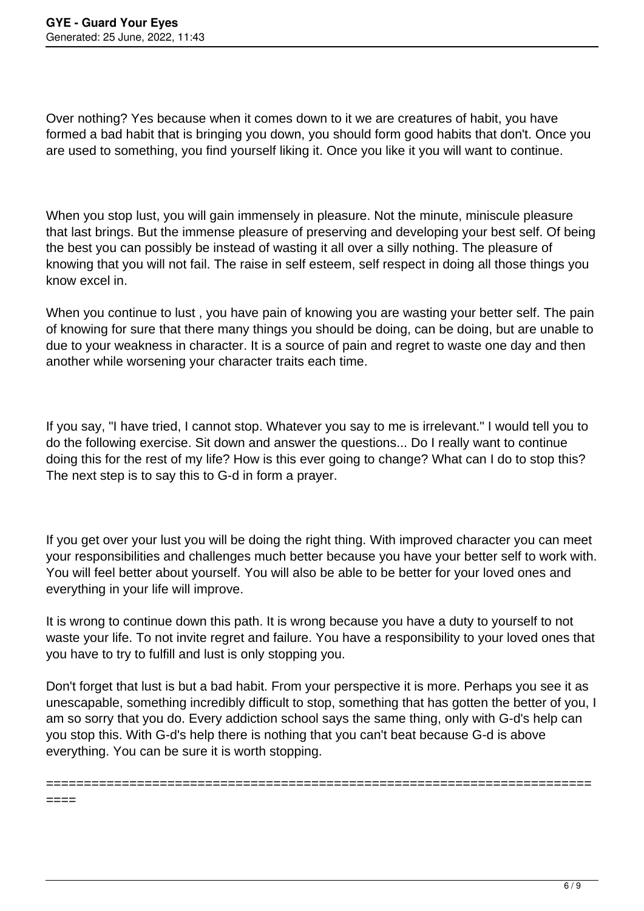Over nothing? Yes because when it comes down to it we are creatures of habit, you have formed a bad habit that is bringing you down, you should form good habits that don't. Once you are used to something, you find yourself liking it. Once you like it you will want to continue.

When you stop lust, you will gain immensely in pleasure. Not the minute, miniscule pleasure that last brings. But the immense pleasure of preserving and developing your best self. Of being the best you can possibly be instead of wasting it all over a silly nothing. The pleasure of knowing that you will not fail. The raise in self esteem, self respect in doing all those things you know excel in.

When you continue to lust , you have pain of knowing you are wasting your better self. The pain of knowing for sure that there many things you should be doing, can be doing, but are unable to due to your weakness in character. It is a source of pain and regret to waste one day and then another while worsening your character traits each time.

If you say, "I have tried, I cannot stop. Whatever you say to me is irrelevant." I would tell you to do the following exercise. Sit down and answer the questions... Do I really want to continue doing this for the rest of my life? How is this ever going to change? What can I do to stop this? The next step is to say this to G-d in form a prayer.

If you get over your lust you will be doing the right thing. With improved character you can meet your responsibilities and challenges much better because you have your better self to work with. You will feel better about yourself. You will also be able to be better for your loved ones and everything in your life will improve.

It is wrong to continue down this path. It is wrong because you have a duty to yourself to not waste your life. To not invite regret and failure. You have a responsibility to your loved ones that you have to try to fulfill and lust is only stopping you.

Don't forget that lust is but a bad habit. From your perspective it is more. Perhaps you see it as unescapable, something incredibly difficult to stop, something that has gotten the better of you, I am so sorry that you do. Every addiction school says the same thing, only with G-d's help can you stop this. With G-d's help there is nothing that you can't beat because G-d is above everything. You can be sure it is worth stopping.

============================================================================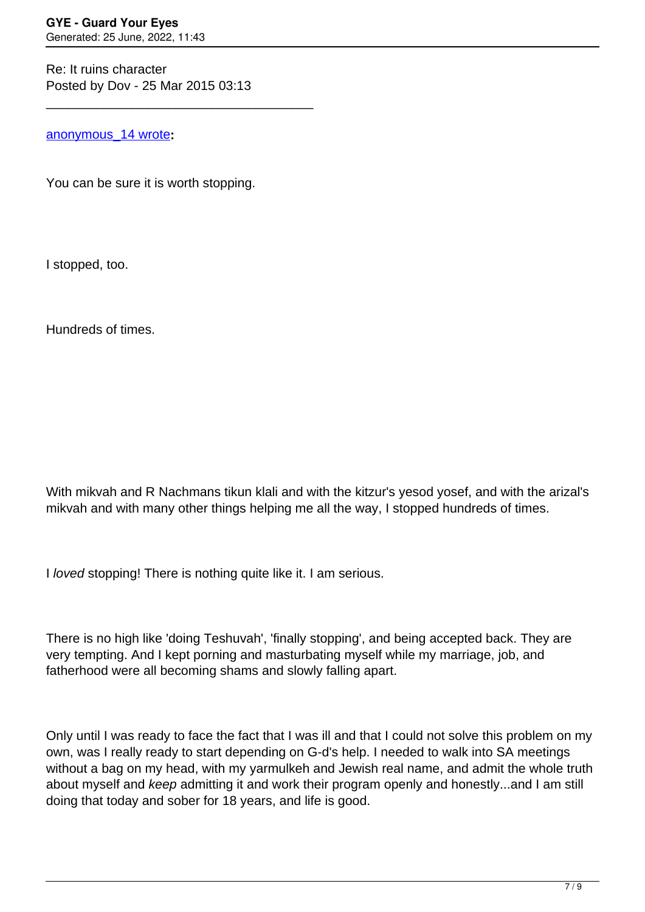Re: It ruins character
Posted by Dov - 25 Mar 2015 03:13

---

anonymous_14 wrote**:**

You can be sure it is worth stopping.

I stopped, too.

Hundreds of times.

With mikvah and R Nachmans tikun klali and with the kitzur's yesod yosef, and with the arizal's mikvah and with many other things helping me all the way, I stopped hundreds of times.

I *loved* stopping! There is nothing quite like it. I am serious.

There is no high like 'doing Teshuvah', 'finally stopping', and being accepted back. They are very tempting. And I kept porning and masturbating myself while my marriage, job, and fatherhood were all becoming shams and slowly falling apart.

Only until I was ready to face the fact that I was ill and that I could not solve this problem on my own, was I really ready to start depending on G-d's help. I needed to walk into SA meetings without a bag on my head, with my yarmulkeh and Jewish real name, and admit the whole truth about myself and *keep* admitting it and work their program openly and honestly...and I am still doing that today and sober for 18 years, and life is good.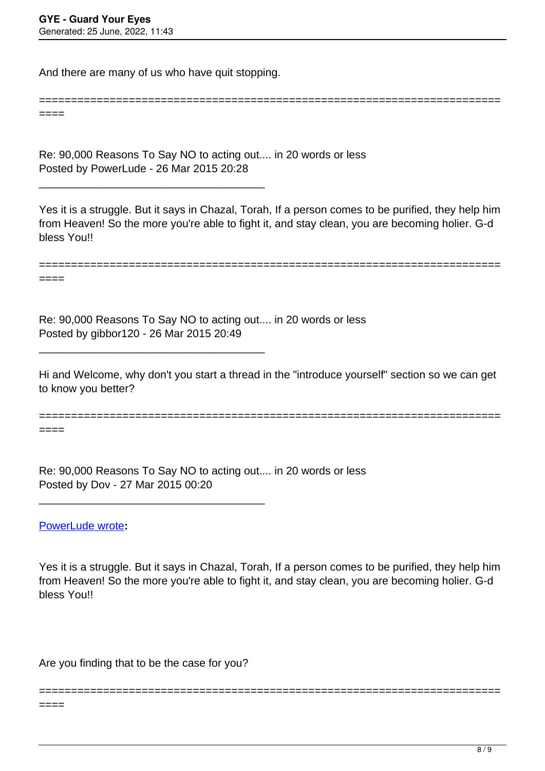And there are many of us who have quit stopping.

---

Re: 90,000 Reasons To Say NO to acting out.... in 20 words or less
Posted by PowerLude - 26 Mar 2015 20:28

---

Yes it is a struggle. But it says in Chazal, Torah, If a person comes to be purified, they help him from Heaven! So the more you're able to fight it, and stay clean, you are becoming holier. G-d bless You!!

---

Re: 90,000 Reasons To Say NO to acting out.... in 20 words or less
Posted by gibbor120 - 26 Mar 2015 20:49

---

Hi and Welcome, why don't you start a thread in the "introduce yourself" section so we can get to know you better?

---

Re: 90,000 Reasons To Say NO to acting out.... in 20 words or less
Posted by Dov - 27 Mar 2015 00:20

---

PowerLude wrote**:**

> Yes it is a struggle. But it says in Chazal, Torah, If a person comes to be purified, they help him from Heaven! So the more you're able to fight it, and stay clean, you are becoming holier. G-d bless You!!

Are you finding that to be the case for you?

---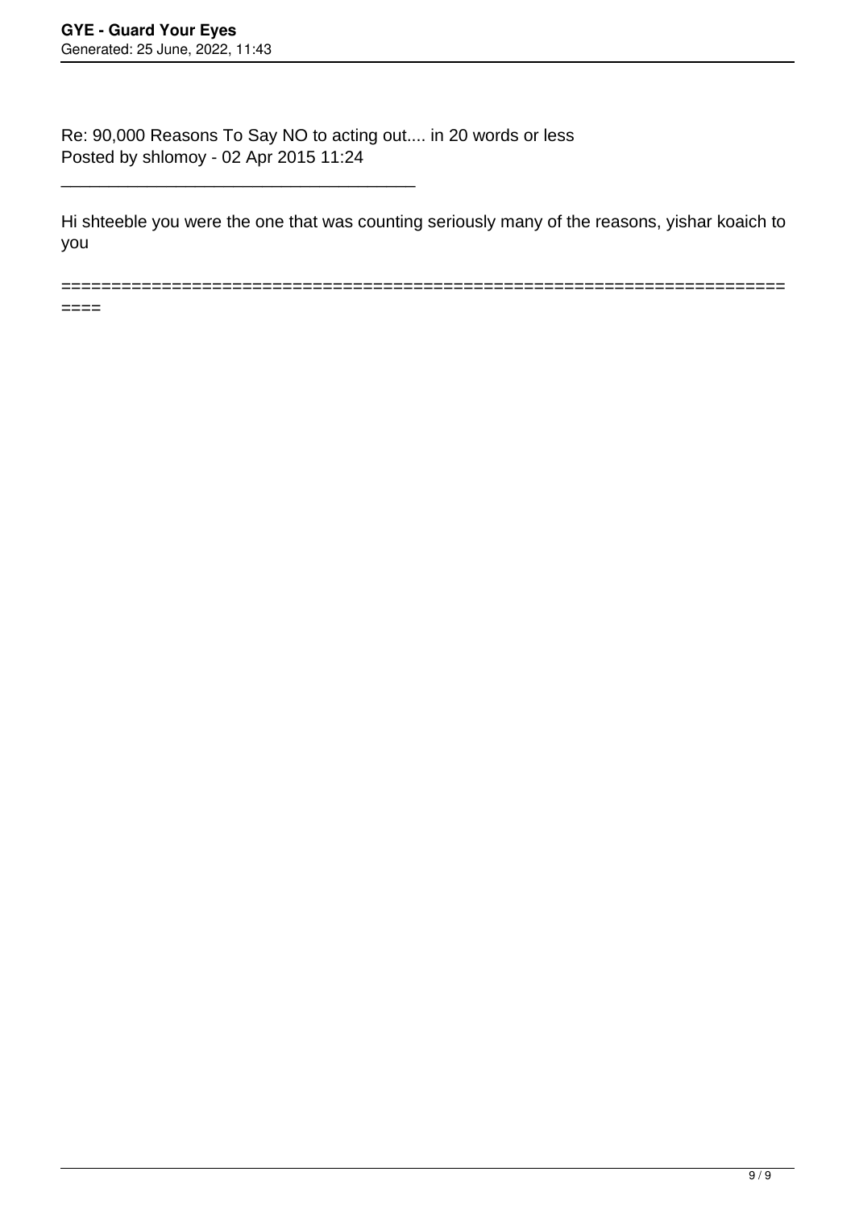Re: 90,000 Reasons To Say NO to acting out.... in 20 words or less
Posted by shlomoy - 02 Apr 2015 11:24

_____________________________________

Hi shteeble you were the one that was counting seriously many of the reasons, yishar koaich to you

========================================================================